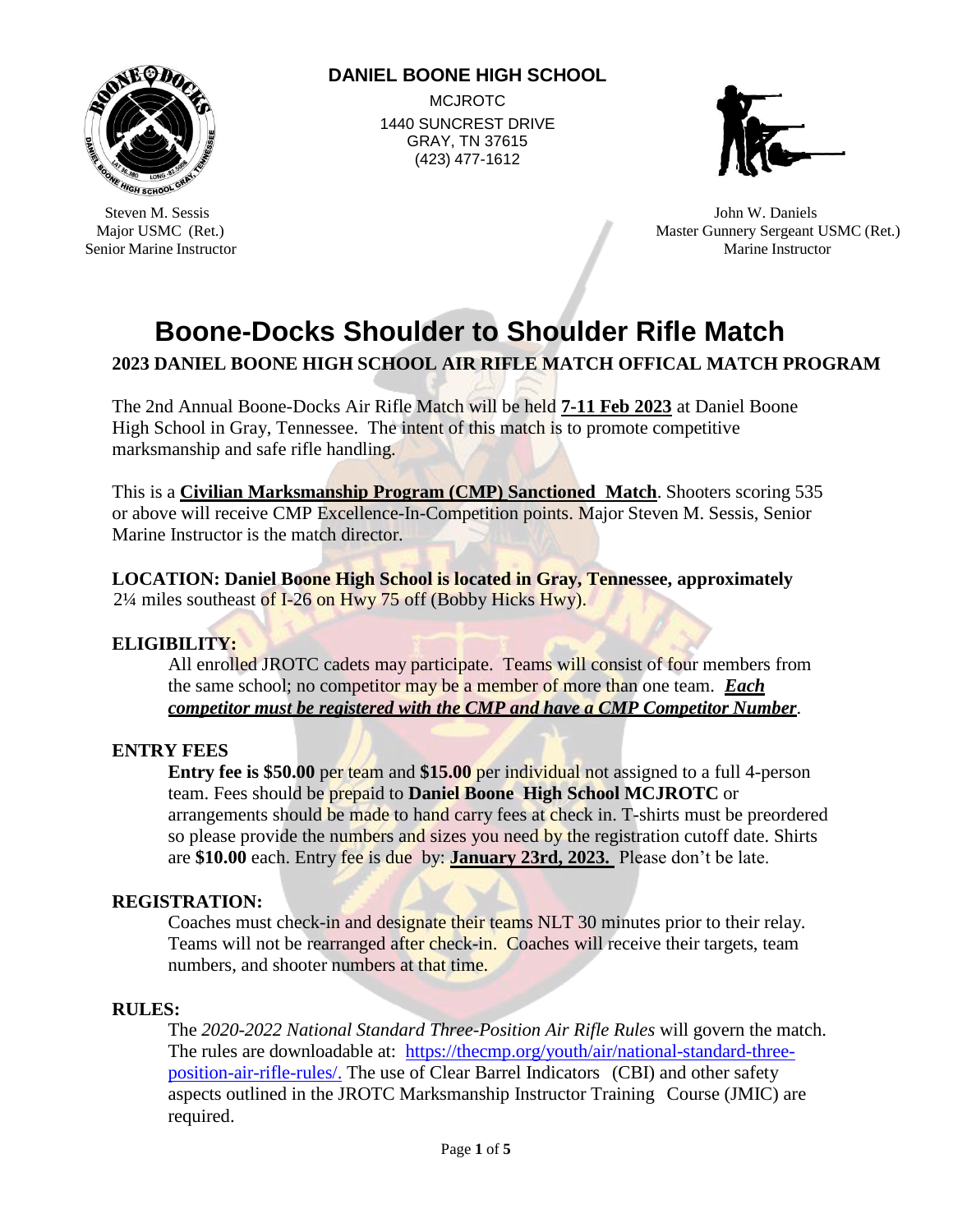**DANIEL BOONE HIGH SCHOOL**

MCJROTC
1440 SUNCREST DRIVE
GRAY, TN 37615
(423) 477-1612

Steven M. Sessis
Major USMC (Ret.)
Senior Marine Instructor

John W. Daniels
Master Gunnery Sergeant USMC (Ret.)
Marine Instructor

# Boone-Docks Shoulder to Shoulder Rifle Match

## 2023 DANIEL BOONE HIGH SCHOOL AIR RIFLE MATCH OFFICAL MATCH PROGRAM

The 2nd Annual Boone-Docks Air Rifle Match will be held **7-11 Feb 2023** at Daniel Boone High School in Gray, Tennessee. The intent of this match is to promote competitive marksmanship and safe rifle handling.

This is a **Civilian Marksmanship Program (CMP) Sanctioned Match**. Shooters scoring 535 or above will receive CMP Excellence-In-Competition points. Major Steven M. Sessis, Senior Marine Instructor is the match director.

**LOCATION: Daniel Boone High School is located in Gray, Tennessee, approximately** 2¼ miles southeast of I-26 on Hwy 75 off (Bobby Hicks Hwy).

**ELIGIBILITY:**

All enrolled JROTC cadets may participate. Teams will consist of four members from the same school; no competitor may be a member of more than one team. ***Each competitor must be registered with the CMP and have a CMP Competitor Number***.

**ENTRY FEES**

**Entry fee is $50.00** per team and **$15.00** per individual not assigned to a full 4-person team. Fees should be prepaid to **Daniel Boone High School MCJROTC** or arrangements should be made to hand carry fees at check in. T-shirts must be preordered so please provide the numbers and sizes you need by the registration cutoff date. Shirts are **$10.00** each. Entry fee is due by: **January 23rd, 2023.** Please don't be late.

**REGISTRATION:**

Coaches must check-in and designate their teams NLT 30 minutes prior to their relay. Teams will not be rearranged after check-in. Coaches will receive their targets, team numbers, and shooter numbers at that time.

**RULES:**

The *2020-2022 National Standard Three-Position Air Rifle Rules* will govern the match. The rules are downloadable at: https://thecmp.org/youth/air/national-standard-three-position-air-rifle-rules/. The use of Clear Barrel Indicators (CBI) and other safety aspects outlined in the JROTC Marksmanship Instructor Training Course (JMIC) are required.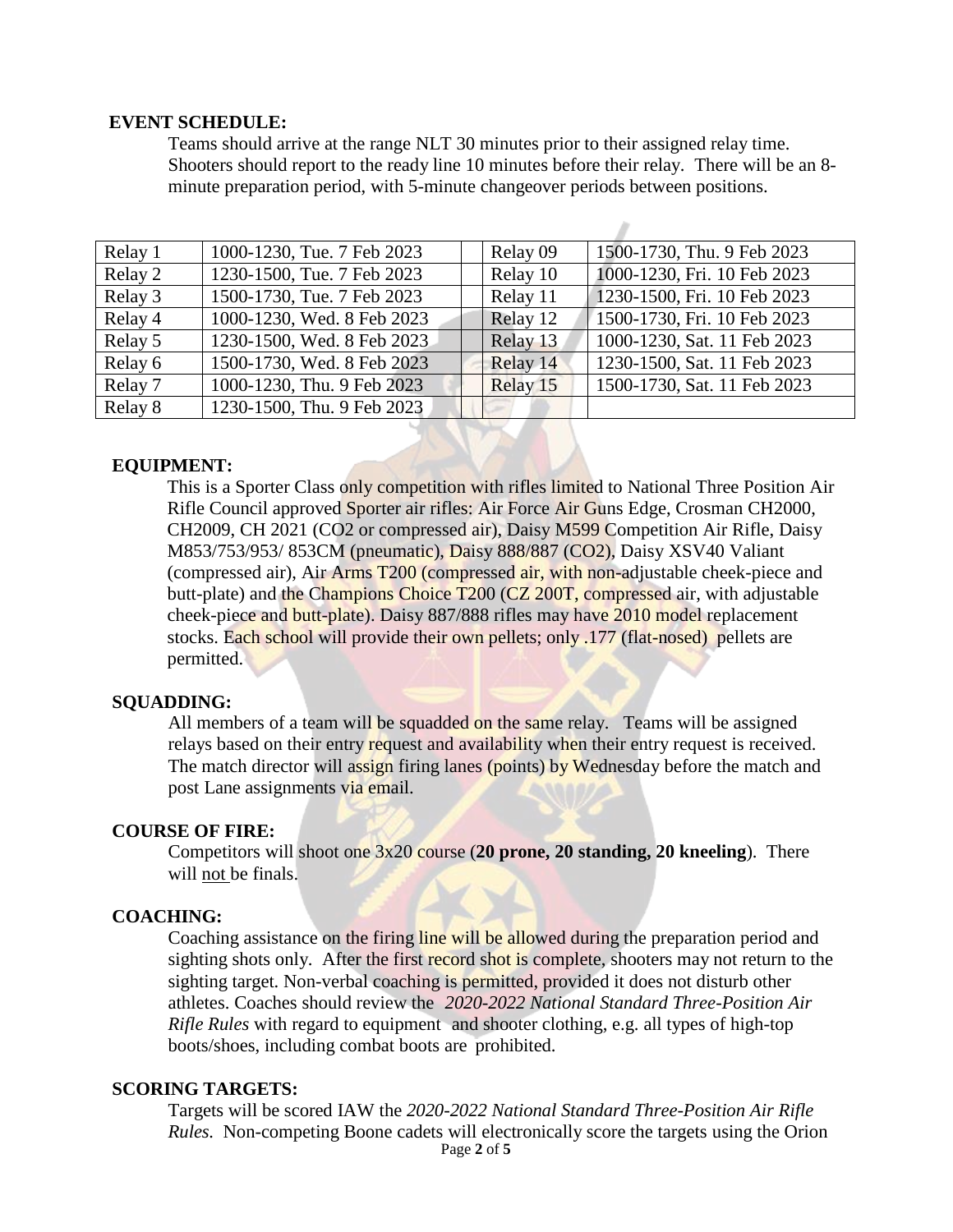## EVENT SCHEDULE:

Teams should arrive at the range NLT 30 minutes prior to their assigned relay time. Shooters should report to the ready line 10 minutes before their relay. There will be an 8-minute preparation period, with 5-minute changeover periods between positions.

| Relay 1 | 1000-1230, Tue. 7 Feb 2023 | | Relay 09 | 1500-1730, Thu. 9 Feb 2023 |
|---|---|---|---|---|
| Relay 2 | 1230-1500, Tue. 7 Feb 2023 | | Relay 10 | 1000-1230, Fri. 10 Feb 2023 |
| Relay 3 | 1500-1730, Tue. 7 Feb 2023 | | Relay 11 | 1230-1500, Fri. 10 Feb 2023 |
| Relay 4 | 1000-1230, Wed. 8 Feb 2023 | | Relay 12 | 1500-1730, Fri. 10 Feb 2023 |
| Relay 5 | 1230-1500, Wed. 8 Feb 2023 | | Relay 13 | 1000-1230, Sat. 11 Feb 2023 |
| Relay 6 | 1500-1730, Wed. 8 Feb 2023 | | Relay 14 | 1230-1500, Sat. 11 Feb 2023 |
| Relay 7 | 1000-1230, Thu. 9 Feb 2023 | | Relay 15 | 1500-1730, Sat. 11 Feb 2023 |
| Relay 8 | 1230-1500, Thu. 9 Feb 2023 | | | |

## EQUIPMENT:

This is a Sporter Class only competition with rifles limited to National Three Position Air Rifle Council approved Sporter air rifles: Air Force Air Guns Edge, Crosman CH2000, CH2009, CH 2021 (CO2 or compressed air), Daisy M599 Competition Air Rifle, Daisy M853/753/953/ 853CM (pneumatic), Daisy 888/887 (CO2), Daisy XSV40 Valiant (compressed air), Air Arms T200 (compressed air, with non-adjustable cheek-piece and butt-plate) and the Champions Choice T200 (CZ 200T, compressed air, with adjustable cheek-piece and butt-plate). Daisy 887/888 rifles may have 2010 model replacement stocks. Each school will provide their own pellets; only .177 (flat-nosed) pellets are permitted.

## SQUADDING:

All members of a team will be squadded on the same relay. Teams will be assigned relays based on their entry request and availability when their entry request is received. The match director will assign firing lanes (points) by Wednesday before the match and post Lane assignments via email.

## COURSE OF FIRE:

Competitors will shoot one 3x20 course (**20 prone, 20 standing, 20 kneeling**). There will not be finals.

## COACHING:

Coaching assistance on the firing line will be allowed during the preparation period and sighting shots only. After the first record shot is complete, shooters may not return to the sighting target. Non-verbal coaching is permitted, provided it does not disturb other athletes. Coaches should review the *2020-2022 National Standard Three-Position Air Rifle Rules* with regard to equipment and shooter clothing, e.g. all types of high-top boots/shoes, including combat boots are prohibited.

## SCORING TARGETS:

Targets will be scored IAW the *2020-2022 National Standard Three-Position Air Rifle Rules.* Non-competing Boone cadets will electronically score the targets using the Orion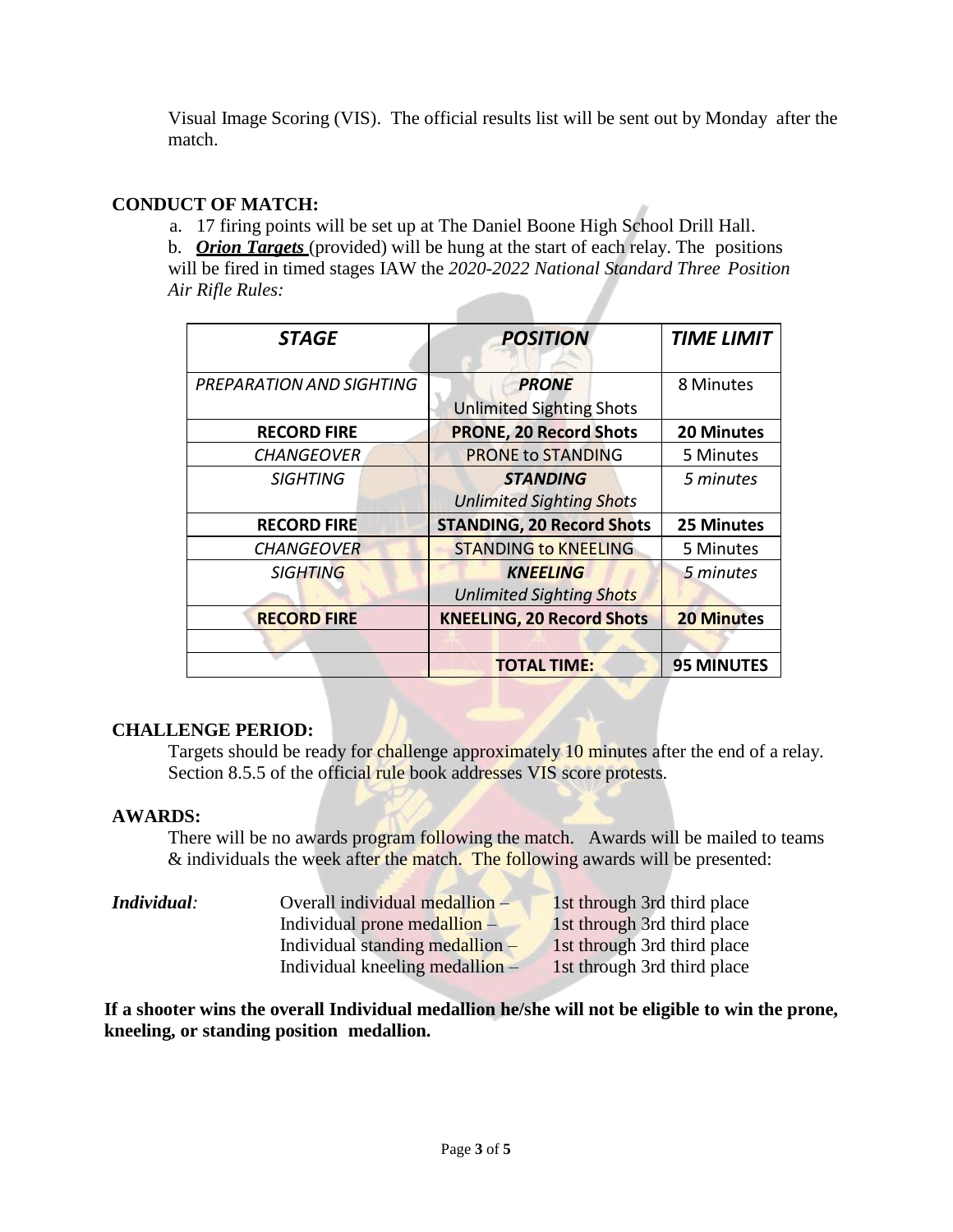Visual Image Scoring (VIS). The official results list will be sent out by Monday after the match.

## CONDUCT OF MATCH:

a. 17 firing points will be set up at The Daniel Boone High School Drill Hall.

b. ***Orion Targets*** (provided) will be hung at the start of each relay. The positions will be fired in timed stages IAW the *2020-2022 National Standard Three Position Air Rifle Rules:*

| *STAGE* | *POSITION* | *TIME LIMIT* |
|---|---|---|
| *PREPARATION AND SIGHTING* | ***PRONE*** Unlimited Sighting Shots | 8 Minutes |
| **RECORD FIRE** | **PRONE, 20 Record Shots** | **20 Minutes** |
| *CHANGEOVER* | PRONE to STANDING | 5 Minutes |
| *SIGHTING* | ***STANDING*** *Unlimited Sighting Shots* | *5 minutes* |
| **RECORD FIRE** | **STANDING, 20 Record Shots** | **25 Minutes** |
| *CHANGEOVER* | STANDING to KNEELING | 5 Minutes |
| *SIGHTING* | ***KNEELING*** *Unlimited Sighting Shots* | *5 minutes* |
| **RECORD FIRE** | **KNEELING, 20 Record Shots** | **20 Minutes** |
| | | |
| | **TOTAL TIME:** | **95 MINUTES** |

## CHALLENGE PERIOD:

Targets should be ready for challenge approximately 10 minutes after the end of a relay. Section 8.5.5 of the official rule book addresses VIS score protests.

## AWARDS:

There will be no awards program following the match. Awards will be mailed to teams & individuals the week after the match. The following awards will be presented:

***Individual:***

- Overall individual medallion – 1st through 3rd third place
- Individual prone medallion – 1st through 3rd third place
- Individual standing medallion – 1st through 3rd third place
- Individual kneeling medallion – 1st through 3rd third place

**If a shooter wins the overall Individual medallion he/she will not be eligible to win the prone, kneeling, or standing position medallion.**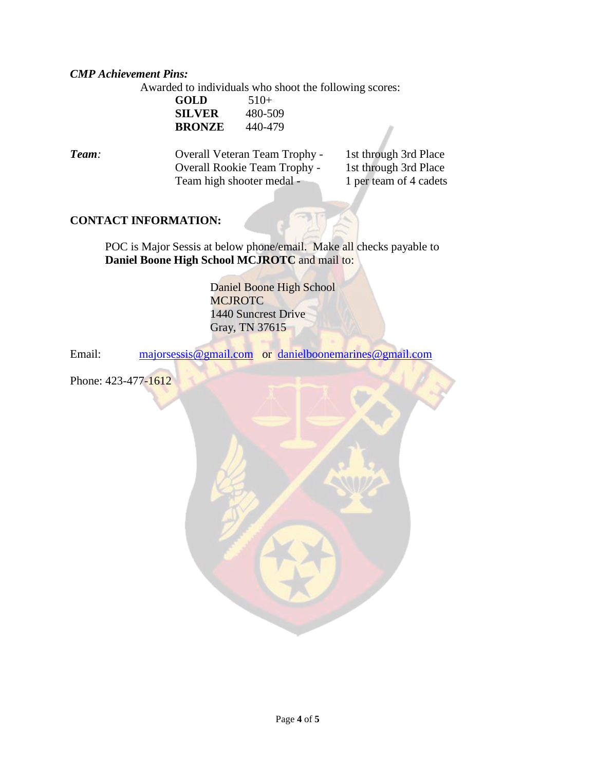***CMP Achievement Pins:***

Awarded to individuals who shoot the following scores:

| | |
|---|---|
| **GOLD** | 510+ |
| **SILVER** | 480-509 |
| **BRONZE** | 440-479 |

***Team:***

| | |
|---|---|
| Overall Veteran Team Trophy - | 1st through 3rd Place |
| Overall Rookie Team Trophy - | 1st through 3rd Place |
| Team high shooter medal - | 1 per team of 4 cadets |

**CONTACT INFORMATION:**

POC is Major Sessis at below phone/email. Make all checks payable to **Daniel Boone High School MCJROTC** and mail to:

Daniel Boone High School
MCJROTC
1440 Suncrest Drive
Gray, TN 37615

Email: majorsessis@gmail.com or danielboonemarines@gmail.com

Phone: 423-477-1612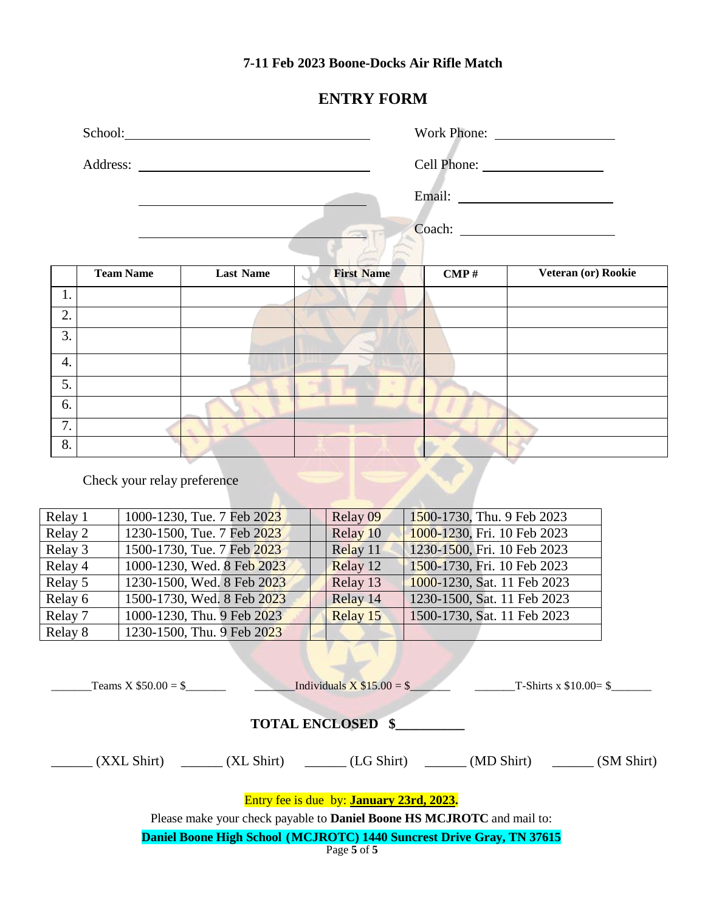**7-11 Feb 2023 Boone-Docks Air Rifle Match**

## ENTRY FORM

School: ________________________________ Work Phone: ________________

Address: ________________________________ Cell Phone: ________________

________________________________ Email: ________________

________________________________ Coach: ________________

| | Team Name | Last Name | First Name | CMP # | Veteran (or) Rookie |
|---|---|---|---|---|---|
| 1. | | | | | |
| 2. | | | | | |
| 3. | | | | | |
| 4. | | | | | |
| 5. | | | | | |
| 6. | | | | | |
| 7. | | | | | |
| 8. | | | | | |

Check your relay preference

| | | | | |
|---|---|---|---|---|
| Relay 1 | 1000-1230, Tue. 7 Feb 2023 | | Relay 09 | 1500-1730, Thu. 9 Feb 2023 |
| Relay 2 | 1230-1500, Tue. 7 Feb 2023 | | Relay 10 | 1000-1230, Fri. 10 Feb 2023 |
| Relay 3 | 1500-1730, Tue. 7 Feb 2023 | | Relay 11 | 1230-1500, Fri. 10 Feb 2023 |
| Relay 4 | 1000-1230, Wed. 8 Feb 2023 | | Relay 12 | 1500-1730, Fri. 10 Feb 2023 |
| Relay 5 | 1230-1500, Wed. 8 Feb 2023 | | Relay 13 | 1000-1230, Sat. 11 Feb 2023 |
| Relay 6 | 1500-1730, Wed. 8 Feb 2023 | | Relay 14 | 1230-1500, Sat. 11 Feb 2023 |
| Relay 7 | 1000-1230, Thu. 9 Feb 2023 | | Relay 15 | 1500-1730, Sat. 11 Feb 2023 |
| Relay 8 | 1230-1500, Thu. 9 Feb 2023 | | | |

_______Teams X $50.00 = $_______ _______Individuals X $15.00 = $_______ _______T-Shirts x $10.00= $_______

**TOTAL ENCLOSED $__________**

______ (XXL Shirt) ______ (XL Shirt) ______ (LG Shirt) ______ (MD Shirt) ______ (SM Shirt)

Entry fee is due by: **January 23rd, 2023.**

Please make your check payable to **Daniel Boone HS MCJROTC** and mail to:

**Daniel Boone High School (MCJROTC) 1440 Suncrest Drive Gray, TN 37615**